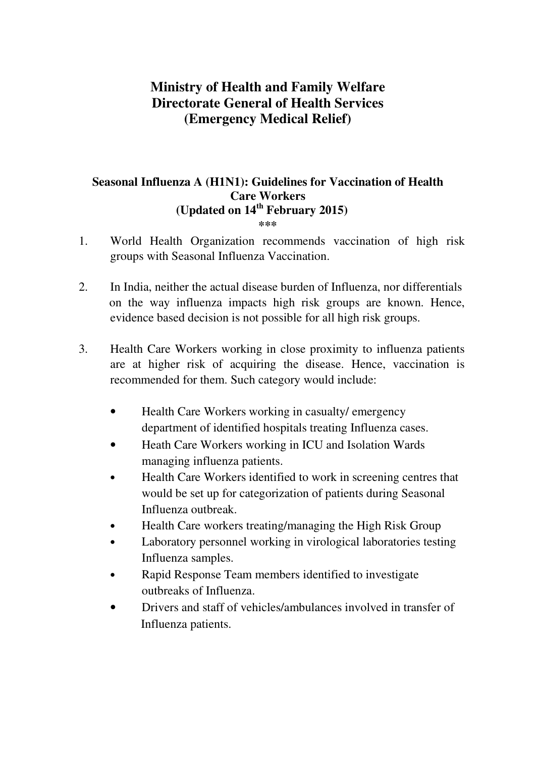# Ministry of Health and Family Welfare
# Directorate General of Health Services
# (Emergency Medical Relief)

## Seasonal Influenza A (H1N1): Guidelines for Vaccination of Health Care Workers
## (Updated on 14th February 2015)

***

1. World Health Organization recommends vaccination of high risk groups with Seasonal Influenza Vaccination.

2. In India, neither the actual disease burden of Influenza, nor differentials on the way influenza impacts high risk groups are known. Hence, evidence based decision is not possible for all high risk groups.

3. Health Care Workers working in close proximity to influenza patients are at higher risk of acquiring the disease. Hence, vaccination is recommended for them. Such category would include:

   - Health Care Workers working in casualty/ emergency department of identified hospitals treating Influenza cases.
   - Heath Care Workers working in ICU and Isolation Wards managing influenza patients.
   - Health Care Workers identified to work in screening centres that would be set up for categorization of patients during Seasonal Influenza outbreak.
   - Health Care workers treating/managing the High Risk Group
   - Laboratory personnel working in virological laboratories testing Influenza samples.
   - Rapid Response Team members identified to investigate outbreaks of Influenza.
   - Drivers and staff of vehicles/ambulances involved in transfer of Influenza patients.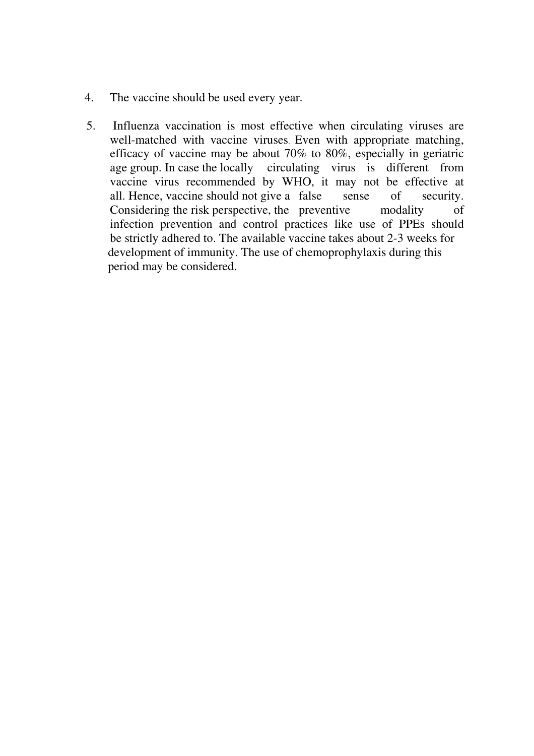4. The vaccine should be used every year.

5. Influenza vaccination is most effective when circulating viruses are well-matched with vaccine viruses. Even with appropriate matching, efficacy of vaccine may be about 70% to 80%, especially in geriatric age group. In case the locally circulating virus is different from vaccine virus recommended by WHO, it may not be effective at all. Hence, vaccine should not give a false sense of security. Considering the risk perspective, the preventive modality of infection prevention and control practices like use of PPEs should be strictly adhered to. The available vaccine takes about 2-3 weeks for development of immunity. The use of chemoprophylaxis during this period may be considered.